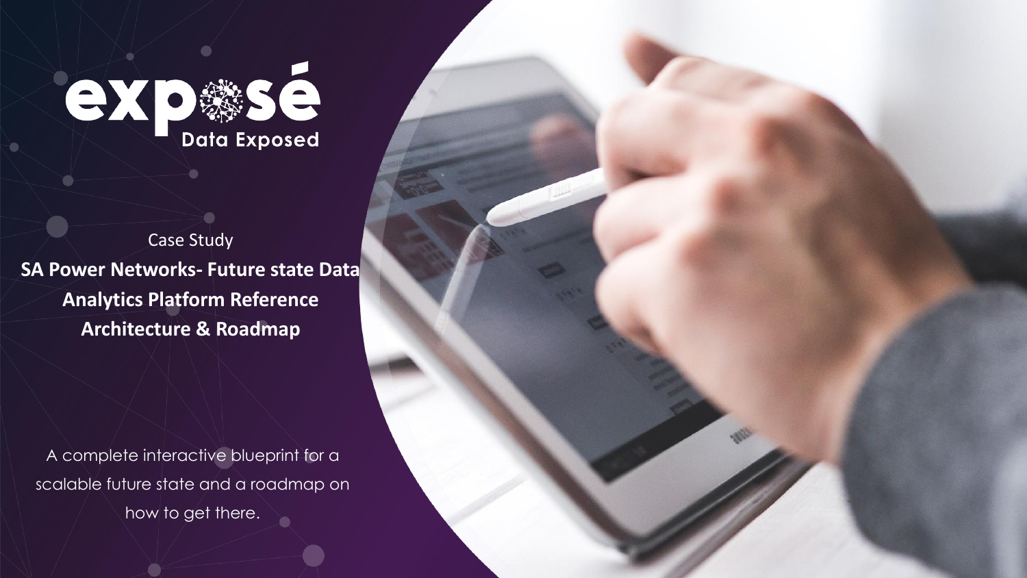exposé

Data Exposed

Case Study

**SA Power Networks- Future state Data Analytics Platform Reference Architecture & Roadmap**

A complete interactive blueprint for a scalable future state and a roadmap on how to get there.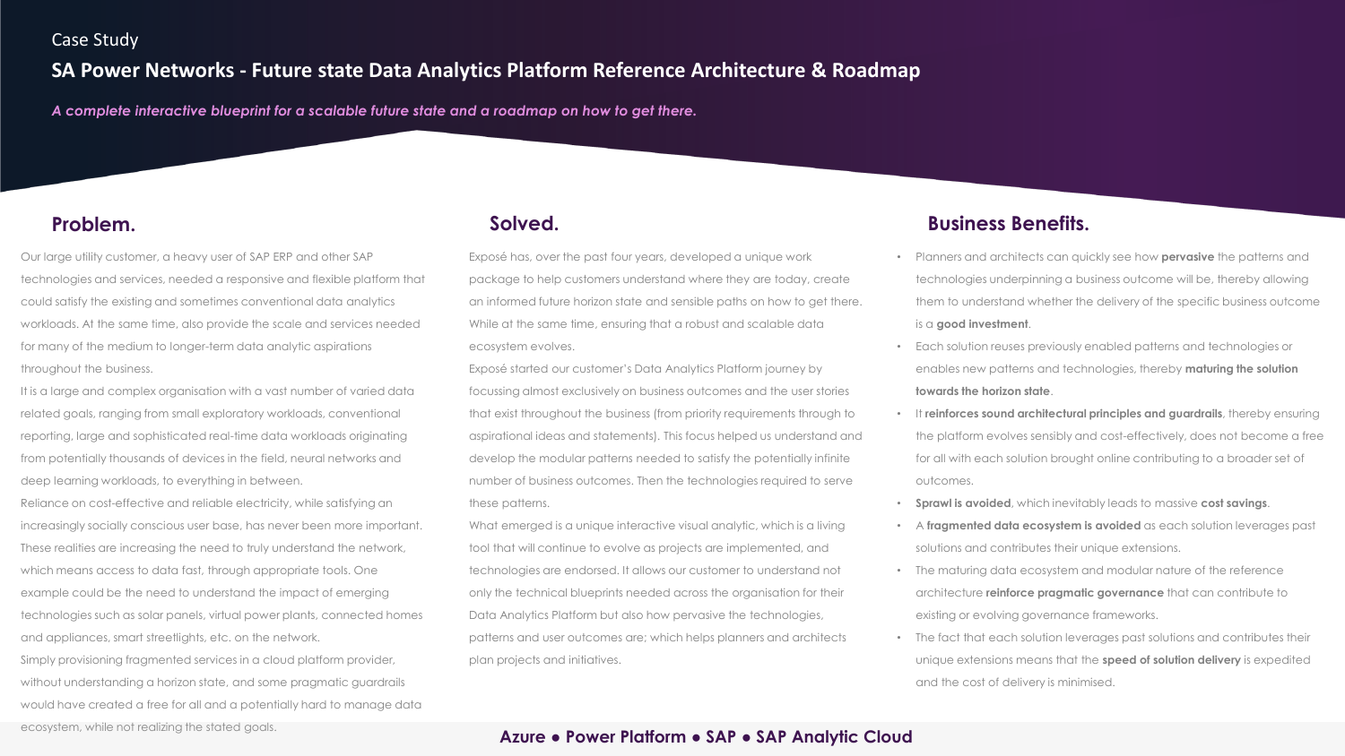Case Study

# SA Power Networks - Future state Data Analytics Platform Reference Architecture & Roadmap

*A complete interactive blueprint for a scalable future state and a roadmap on how to get there.*

## Problem.

Our large utility customer, a heavy user of SAP ERP and other SAP technologies and services, needed a responsive and flexible platform that could satisfy the existing and sometimes conventional data analytics workloads. At the same time, also provide the scale and services needed for many of the medium to longer-term data analytic aspirations throughout the business.

It is a large and complex organisation with a vast number of varied data related goals, ranging from small exploratory workloads, conventional reporting, large and sophisticated real-time data workloads originating from potentially thousands of devices in the field, neural networks and deep learning workloads, to everything in between.

Reliance on cost-effective and reliable electricity, while satisfying an increasingly socially conscious user base, has never been more important. These realities are increasing the need to truly understand the network, which means access to data fast, through appropriate tools. One example could be the need to understand the impact of emerging technologies such as solar panels, virtual power plants, connected homes and appliances, smart streetlights, etc. on the network.

Simply provisioning fragmented services in a cloud platform provider, without understanding a horizon state, and some pragmatic guardrails would have created a free for all and a potentially hard to manage data ecosystem, while not realizing the stated goals.

## Solved.

Exposé has, over the past four years, developed a unique work package to help customers understand where they are today, create an informed future horizon state and sensible paths on how to get there. While at the same time, ensuring that a robust and scalable data ecosystem evolves.

Exposé started our customer's Data Analytics Platform journey by focussing almost exclusively on business outcomes and the user stories that exist throughout the business (from priority requirements through to aspirational ideas and statements). This focus helped us understand and develop the modular patterns needed to satisfy the potentially infinite number of business outcomes. Then the technologies required to serve these patterns.

What emerged is a unique interactive visual analytic, which is a living tool that will continue to evolve as projects are implemented, and technologies are endorsed. It allows our customer to understand not only the technical blueprints needed across the organisation for their Data Analytics Platform but also how pervasive the technologies, patterns and user outcomes are; which helps planners and architects plan projects and initiatives.

## Business Benefits.

- Planners and architects can quickly see how **pervasive** the patterns and technologies underpinning a business outcome will be, thereby allowing them to understand whether the delivery of the specific business outcome is a **good investment**.
- Each solution reuses previously enabled patterns and technologies or enables new patterns and technologies, thereby **maturing the solution towards the horizon state**.
- It **reinforces sound architectural principles and guardrails**, thereby ensuring the platform evolves sensibly and cost-effectively, does not become a free for all with each solution brought online contributing to a broader set of outcomes.
- **Sprawl is avoided**, which inevitably leads to massive **cost savings**.
- A **fragmented data ecosystem is avoided** as each solution leverages past solutions and contributes their unique extensions.
- The maturing data ecosystem and modular nature of the reference architecture **reinforce pragmatic governance** that can contribute to existing or evolving governance frameworks.
- The fact that each solution leverages past solutions and contributes their unique extensions means that the **speed of solution delivery** is expedited and the cost of delivery is minimised.

**Azure • Power Platform • SAP • SAP Analytic Cloud**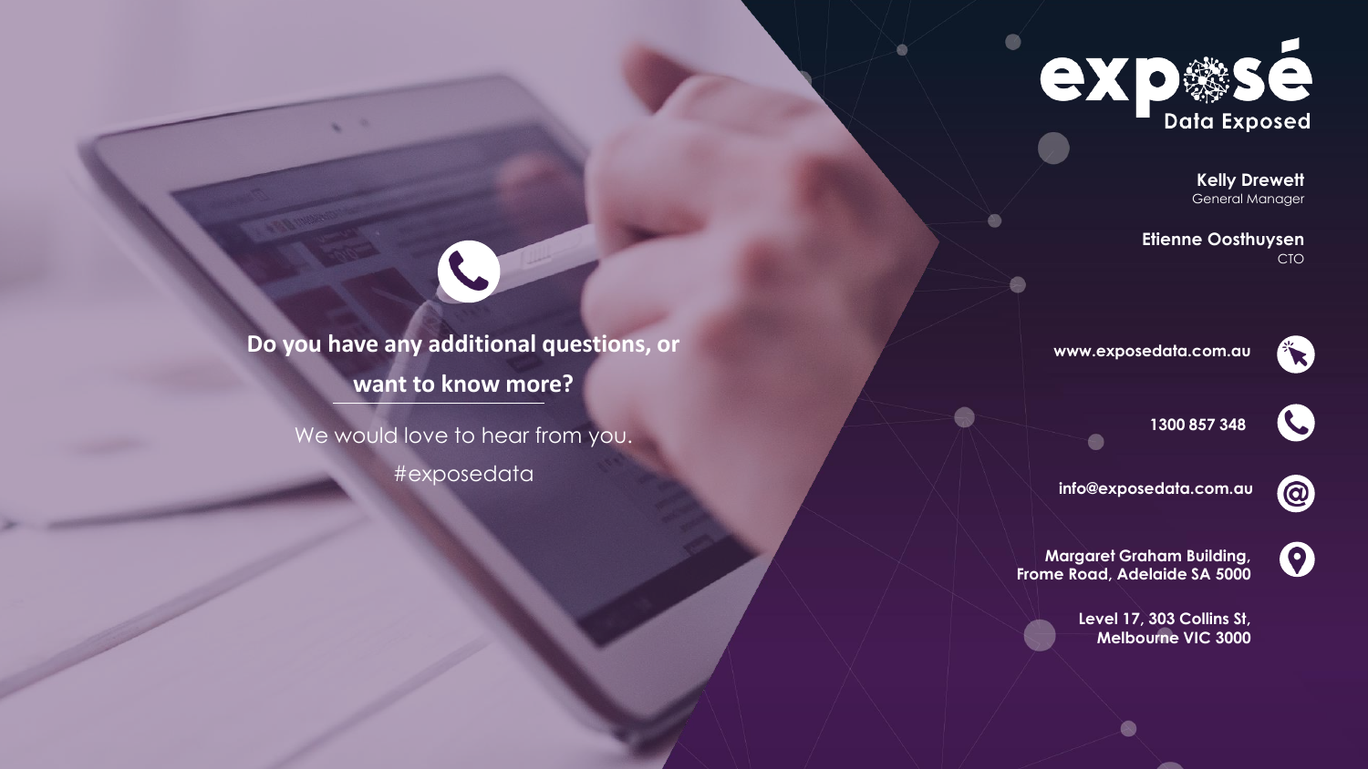## Do you have any additional questions, or want to know more?

We would love to hear from you.

#exposedata

**exposé**
**Data Exposed**

**Kelly Drewett**
General Manager

**Etienne Oosthuysen**
CTO

**www.exposedata.com.au**

**1300 857 348**

**info@exposedata.com.au**

**Margaret Graham Building,**
**Frome Road, Adelaide SA 5000**

**Level 17, 303 Collins St,**
**Melbourne VIC 3000**